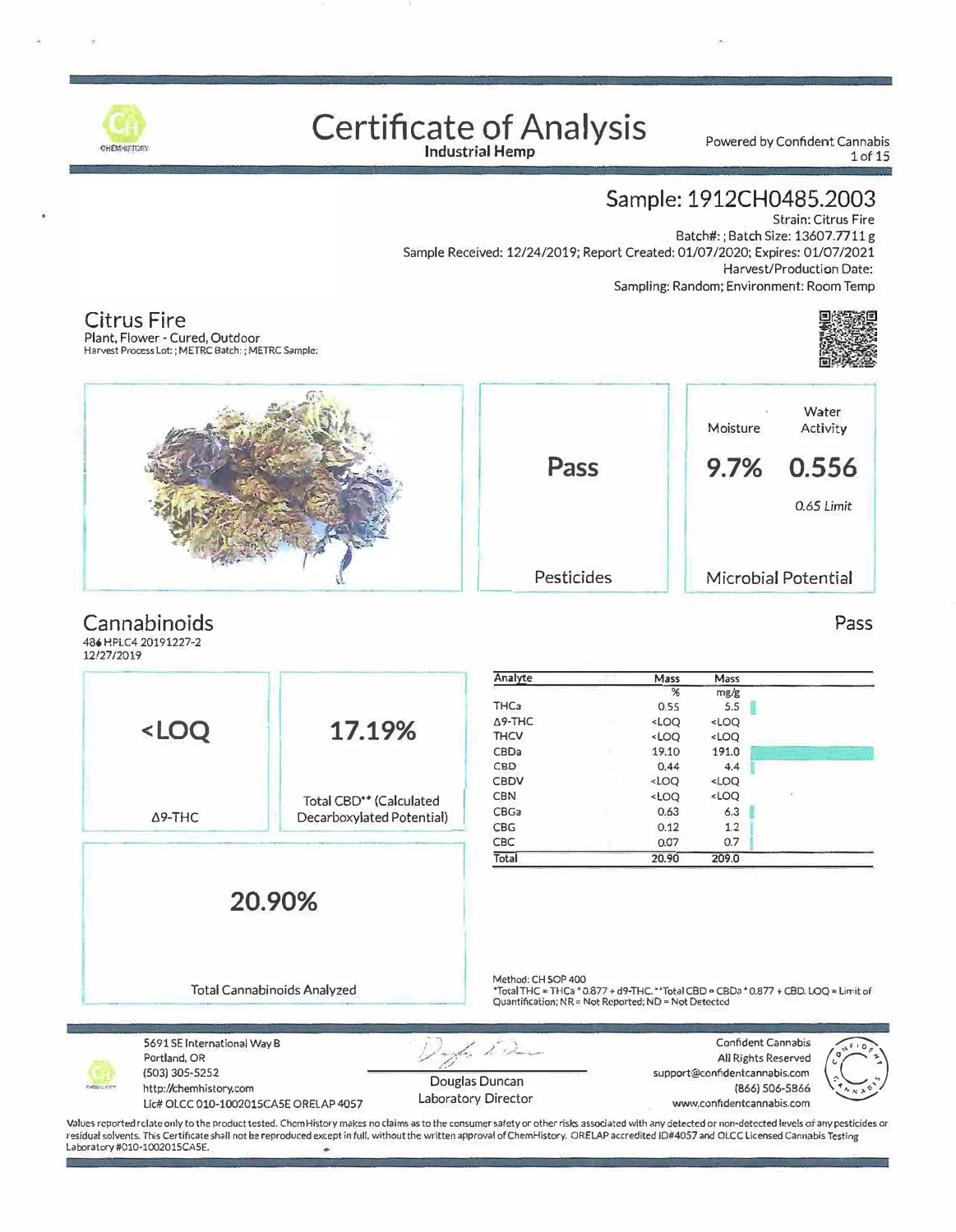# Certificate of Analysis

**Industrial Hemp**

Powered by Confident Cannabis

## Sample: 1912CH0485.2003

Strain: Citrus Fire
Batch#: ; Batch Size: 13607.7711 g
Sample Received: 12/24/2019; Report Created: 01/07/2020; Expires: 01/07/2021
Harvest/Production Date:
Sampling: Random; Environment: Room Temp

## Citrus Fire

Plant, Flower - Cured, Outdoor
Harvest Process Lot: ; METRC Batch: ; METRC Sample:

| Pesticides | Moisture | Water Activity |
|---|---|---|
| Pass | 9.7% | 0.556 (0.65 Limit) |

Microbial Potential

## Cannabinoids

Pass

486 HPLC4 20191227-2
12/27/2019

| Δ9-THC | Total CBD** (Calculated Decarboxylated Potential) | Total Cannabinoids Analyzed |
|---|---|---|
| <LOQ | 17.19% | 20.90% |

| Analyte | Mass % | Mass mg/g |
|---|---|---|
| THCa | 0.55 | 5.5 |
| Δ9-THC | <LOQ | <LOQ |
| THCV | <LOQ | <LOQ |
| CBDa | 19.10 | 191.0 |
| CBD | 0.44 | 4.4 |
| CBDV | <LOQ | <LOQ |
| CBN | <LOQ | <LOQ |
| CBGa | 0.63 | 6.3 |
| CBG | 0.12 | 1.2 |
| CBC | 0.07 | 0.7 |
| **Total** | **20.90** | **209.0** |

Method: CH SOP 400
*Total THC = THCa * 0.877 + d9-THC. **Total CBD = CBDa * 0.877 + CBD. LOQ = Limit of Quantification; NR = Not Reported; ND = Not Detected

5691 SE International Way B
Portland, OR
(503) 305-5252
http://chemhistory.com
Lic# OLCC 010-1002015CA5E ORELAP 4057

Douglas Duncan
Laboratory Director

Confident Cannabis
All Rights Reserved
support@confidentcannabis.com
(866) 506-5866
www.confidentcannabis.com

Values reported relate only to the product tested. ChemHistory makes no claims as to the consumer safety or other risks associated with any detected or non-detected levels of any pesticides or residual solvents. This Certificate shall not be reproduced except in full, without the written approval of ChemHistory. ORELAP accredited ID#4057 and OLCC Licensed Cannabis Testing Laboratory #010-1002015CA5E.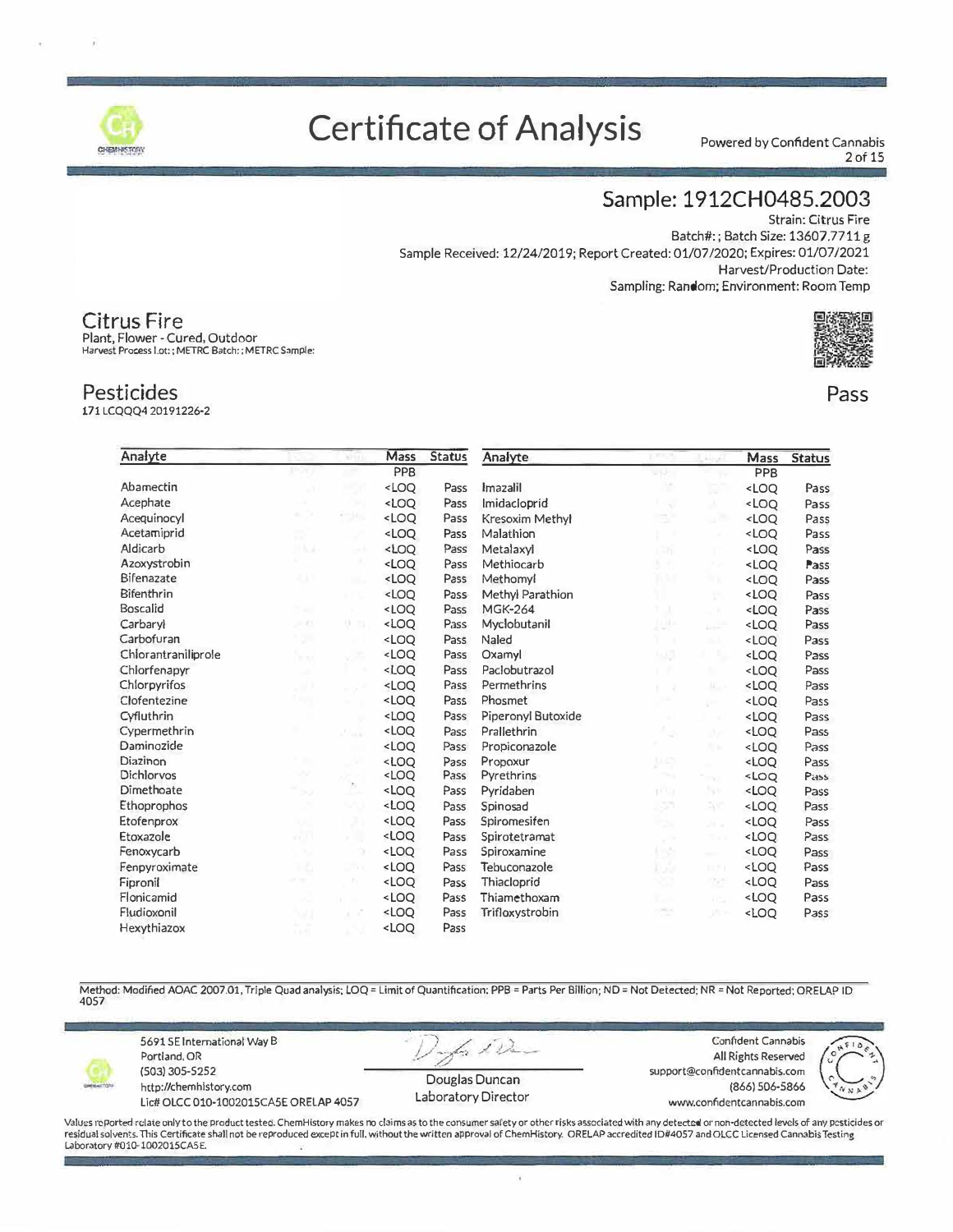# Certificate of Analysis

Powered by Confident Cannabis

## Sample: 1912CH0485.2003

Strain: Citrus Fire
Batch#: ; Batch Size: 13607.7711 g
Sample Received: 12/24/2019; Report Created: 01/07/2020; Expires: 01/07/2021
Harvest/Production Date:
Sampling: Random; Environment: Room Temp

## Citrus Fire

Plant, Flower - Cured, Outdoor
Harvest Process Lot: ; METRC Batch: ; METRC Sample:

## Pesticides

171 LCQQQ4 20191226-2

**Pass**

| Analyte | Mass PPB | Status | Analyte | Mass PPB | Status |
|---|---|---|---|---|---|
| Abamectin | <LOQ | Pass | Imazalil | <LOQ | Pass |
| Acephate | <LOQ | Pass | Imidacloprid | <LOQ | Pass |
| Acequinocyl | <LOQ | Pass | Kresoxim Methyl | <LOQ | Pass |
| Acetamiprid | <LOQ | Pass | Malathion | <LOQ | Pass |
| Aldicarb | <LOQ | Pass | Metalaxyl | <LOQ | Pass |
| Azoxystrobin | <LOQ | Pass | Methiocarb | <LOQ | Pass |
| Bifenazate | <LOQ | Pass | Methomyl | <LOQ | Pass |
| Bifenthrin | <LOQ | Pass | Methyl Parathion | <LOQ | Pass |
| Boscalid | <LOQ | Pass | MGK-264 | <LOQ | Pass |
| Carbaryl | <LOQ | Pass | Myclobutanil | <LOQ | Pass |
| Carbofuran | <LOQ | Pass | Naled | <LOQ | Pass |
| Chlorantraniliprole | <LOQ | Pass | Oxamyl | <LOQ | Pass |
| Chlorfenapyr | <LOQ | Pass | Paclobutrazol | <LOQ | Pass |
| Chlorpyrifos | <LOQ | Pass | Permethrins | <LOQ | Pass |
| Clofentezine | <LOQ | Pass | Phosmet | <LOQ | Pass |
| Cyfluthrin | <LOQ | Pass | Piperonyl Butoxide | <LOQ | Pass |
| Cypermethrin | <LOQ | Pass | Prallethrin | <LOQ | Pass |
| Daminozide | <LOQ | Pass | Propiconazole | <LOQ | Pass |
| Diazinon | <LOQ | Pass | Propoxur | <LOQ | Pass |
| Dichlorvos | <LOQ | Pass | Pyrethrins | <LOQ | Pass |
| Dimethoate | <LOQ | Pass | Pyridaben | <LOQ | Pass |
| Ethoprophos | <LOQ | Pass | Spinosad | <LOQ | Pass |
| Etofenprox | <LOQ | Pass | Spiromesifen | <LOQ | Pass |
| Etoxazole | <LOQ | Pass | Spirotetramat | <LOQ | Pass |
| Fenoxycarb | <LOQ | Pass | Spiroxamine | <LOQ | Pass |
| Fenpyroximate | <LOQ | Pass | Tebuconazole | <LOQ | Pass |
| Fipronil | <LOQ | Pass | Thiacloprid | <LOQ | Pass |
| Flonicamid | <LOQ | Pass | Thiamethoxam | <LOQ | Pass |
| Fludioxonil | <LOQ | Pass | Trifloxystrobin | <LOQ | Pass |
| Hexythiazox | <LOQ | Pass | | | |

Method: Modified AOAC 2007.01, Triple Quad analysis; LOQ = Limit of Quantification; PPB = Parts Per Billion; ND = Not Detected; NR = Not Reported; ORELAP ID 4057

5691 SE International Way B
Portland, OR
(503) 305-5252
http://chemhistory.com
Lic# OLCC 010-1002015CA5E ORELAP 4057

Douglas Duncan
Laboratory Director

Confident Cannabis
All Rights Reserved
support@confidentcannabis.com
(866) 506-5866
www.confidentcannabis.com

Values reported relate only to the product tested. ChemHistory makes no claims as to the consumer safety or other risks associated with any detected or non-detected levels of any pesticides or residual solvents. This Certificate shall not be reproduced except in full, without the written approval of ChemHistory. ORELAP accredited ID#4057 and OLCC Licensed Cannabis Testing Laboratory #010-1002015CA5E.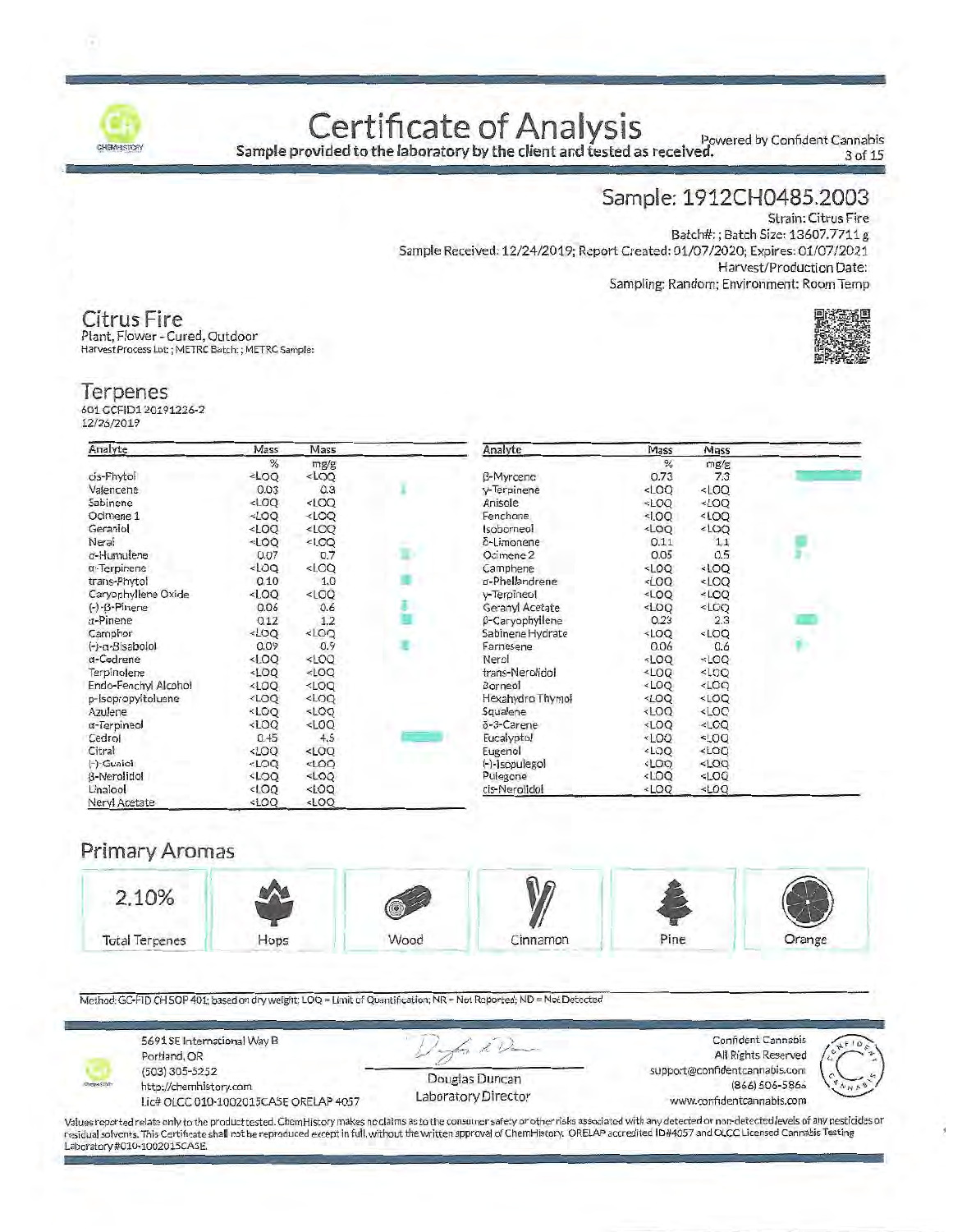# Certificate of Analysis

**Sample provided to the laboratory by the client and tested as received.**

Powered by Confident Cannabis

## Sample: 1912CH0485.2003

Strain: Citrus Fire
Batch#: ; Batch Size: 13607.7711 g
Sample Received: 12/24/2019; Report Created: 01/07/2020; Expires: 01/07/2021
Harvest/Production Date:
Sampling: Random; Environment: Room Temp

## Citrus Fire

Plant, Flower - Cured, Outdoor
Harvest Process Lot: ; METRC Batch: ; METRC Sample:

## Terpenes

601 GCFID1 20191226-2
12/26/2019

| Analyte | Mass % | Mass mg/g | Analyte | Mass % | Mass mg/g |
|---|---|---|---|---|---|
| cis-Phytol | <LOQ | <LOQ | β-Myrcene | 0.73 | 7.3 |
| Valencene | 0.03 | 0.3 | γ-Terpinene | <LOQ | <LOQ |
| Sabinene | <LOQ | <LOQ | Anisole | <LOQ | <LOQ |
| Ocimene 1 | <LOQ | <LOQ | Fenchone | <LOQ | <LOQ |
| Geraniol | <LOQ | <LOQ | Isoborneol | <LOQ | <LOQ |
| Neral | <LOQ | <LOQ | δ-Limonene | 0.11 | 1.1 |
| α-Humulene | 0.07 | 0.7 | Ocimene 2 | 0.05 | 0.5 |
| α-Terpinene | <LOQ | <LOQ | Camphene | <LOQ | <LOQ |
| trans-Phytol | 0.10 | 1.0 | α-Phellandrene | <LOQ | <LOQ |
| Caryophyllene Oxide | <LOQ | <LOQ | γ-Terpineol | <LOQ | <LOQ |
| (-)-β-Pinene | 0.06 | 0.6 | Geranyl Acetate | <LOQ | <LOQ |
| α-Pinene | 0.12 | 1.2 | β-Caryophyllene | 0.23 | 2.3 |
| Camphor | <LOQ | <LOQ | Sabinene Hydrate | <LOQ | <LOQ |
| (-)-α-Bisabolol | 0.09 | 0.9 | Farnesene | 0.06 | 0.6 |
| α-Cedrene | <LOQ | <LOQ | Nerol | <LOQ | <LOQ |
| Terpinolene | <LOQ | <LOQ | trans-Nerolidol | <LOQ | <LOQ |
| Endo-Fenchyl Alcohol | <LOQ | <LOQ | Borneol | <LOQ | <LOQ |
| p-Isopropyltoluene | <LOQ | <LOQ | Hexahydro Thymol | <LOQ | <LOQ |
| Azulene | <LOQ | <LOQ | Squalene | <LOQ | <LOQ |
| α-Terpineol | <LOQ | <LOQ | δ-3-Carene | <LOQ | <LOQ |
| Cedrol | 0.45 | 4.5 | Eucalyptol | <LOQ | <LOQ |
| Citral | <LOQ | <LOQ | Eugenol | <LOQ | <LOQ |
| (-)-Guaiol | <LOQ | <LOQ | (-)-Isopulegol | <LOQ | <LOQ |
| β-Nerolidol | <LOQ | <LOQ | Pulegone | <LOQ | <LOQ |
| Linalool | <LOQ | <LOQ | cis-Nerolidol | <LOQ | <LOQ |
| Neryl Acetate | <LOQ | <LOQ | | | |

## Primary Aromas

2.10%
Total Terpenes

Hops

Wood

Cinnamon

Pine

Orange

Method: GC-FID CH SOP 401; based on dry weight; LOQ = Limit of Quantification; NR = Not Reported; ND = Not Detected

5691 SE International Way B
Portland, OR
(503) 305-5252
http://chemhistory.com
Lic# OLCC 010-1002015CA5E ORELAP 4057

Douglas Duncan
Laboratory Director

Confident Cannabis
All Rights Reserved
support@confidentcannabis.com
(866) 506-5866
www.confidentcannabis.com

Values reported relate only to the product tested. ChemHistory makes no claims as to the consumer safety or other risks associated with any detected or non-detected levels of any pesticides or residual solvents. This Certificate shall not be reproduced except in full, without the written approval of ChemHistory. ORELAP accredited ID#4057 and OLCC Licensed Cannabis Testing Laboratory #010-1002015CA5E.